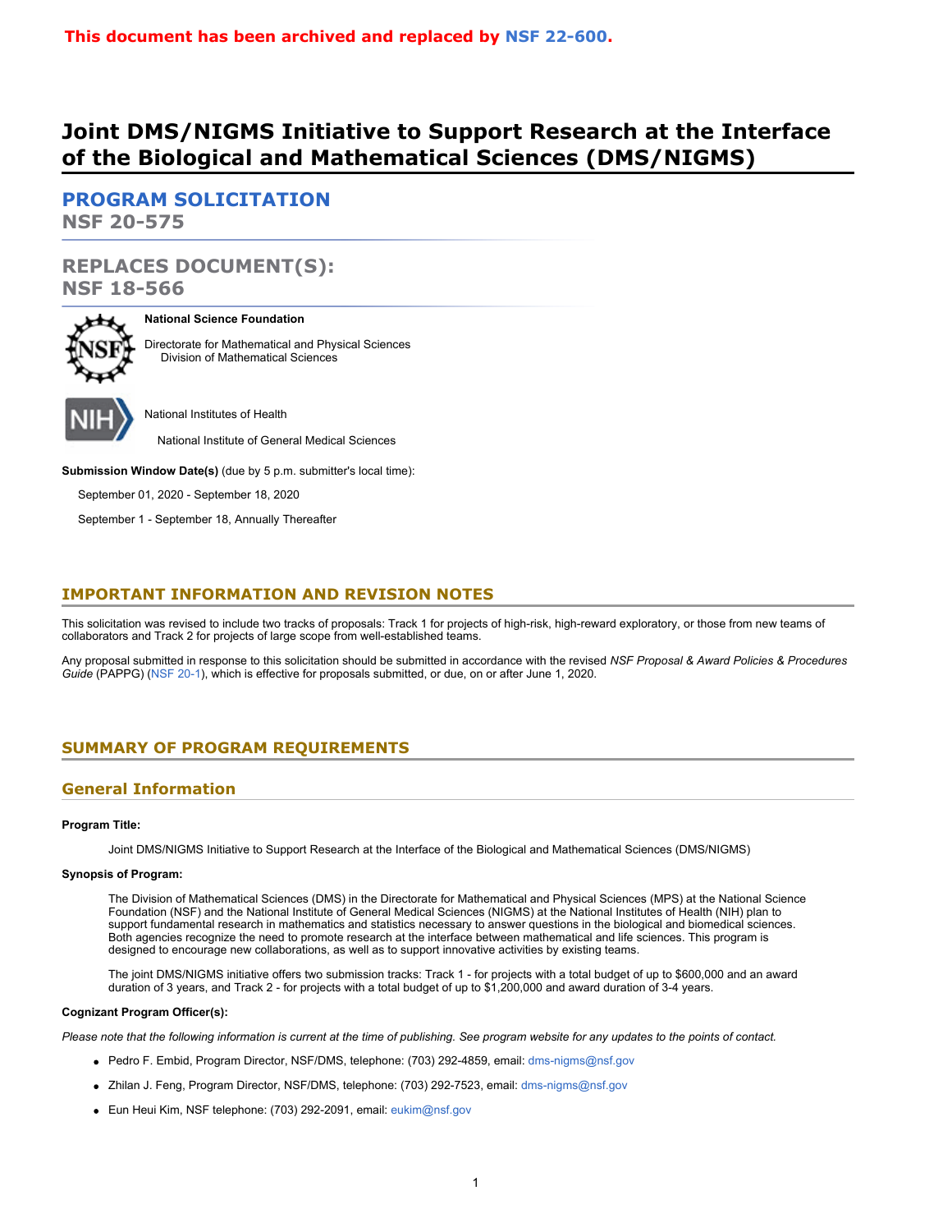**This document has been archived and replaced by NSF 22-600.**

# Joint DMS/NIGMS Initiative to Support Research at the Interface of the Biological and Mathematical Sciences (DMS/NIGMS)

## PROGRAM SOLICITATION
**NSF 20-575**

## REPLACES DOCUMENT(S):
**NSF 18-566**

**National Science Foundation**

Directorate for Mathematical and Physical Sciences
    Division of Mathematical Sciences

National Institutes of Health

    National Institute of General Medical Sciences

**Submission Window Date(s)** (due by 5 p.m. submitter's local time):

September 01, 2020 - September 18, 2020

September 1 - September 18, Annually Thereafter

## IMPORTANT INFORMATION AND REVISION NOTES

This solicitation was revised to include two tracks of proposals: Track 1 for projects of high-risk, high-reward exploratory, or those from new teams of collaborators and Track 2 for projects of large scope from well-established teams.

Any proposal submitted in response to this solicitation should be submitted in accordance with the revised *NSF Proposal & Award Policies & Procedures Guide* (PAPPG) (NSF 20-1), which is effective for proposals submitted, or due, on or after June 1, 2020.

## SUMMARY OF PROGRAM REQUIREMENTS

### General Information

**Program Title:**

Joint DMS/NIGMS Initiative to Support Research at the Interface of the Biological and Mathematical Sciences (DMS/NIGMS)

**Synopsis of Program:**

The Division of Mathematical Sciences (DMS) in the Directorate for Mathematical and Physical Sciences (MPS) at the National Science Foundation (NSF) and the National Institute of General Medical Sciences (NIGMS) at the National Institutes of Health (NIH) plan to support fundamental research in mathematics and statistics necessary to answer questions in the biological and biomedical sciences. Both agencies recognize the need to promote research at the interface between mathematical and life sciences. This program is designed to encourage new collaborations, as well as to support innovative activities by existing teams.

The joint DMS/NIGMS initiative offers two submission tracks: Track 1 - for projects with a total budget of up to $600,000 and an award duration of 3 years, and Track 2 - for projects with a total budget of up to $1,200,000 and award duration of 3-4 years.

**Cognizant Program Officer(s):**

*Please note that the following information is current at the time of publishing. See program website for any updates to the points of contact.*

- Pedro F. Embid, Program Director, NSF/DMS, telephone: (703) 292-4859, email: dms-nigms@nsf.gov
- Zhilan J. Feng, Program Director, NSF/DMS, telephone: (703) 292-7523, email: dms-nigms@nsf.gov
- Eun Heui Kim, NSF telephone: (703) 292-2091, email: eukim@nsf.gov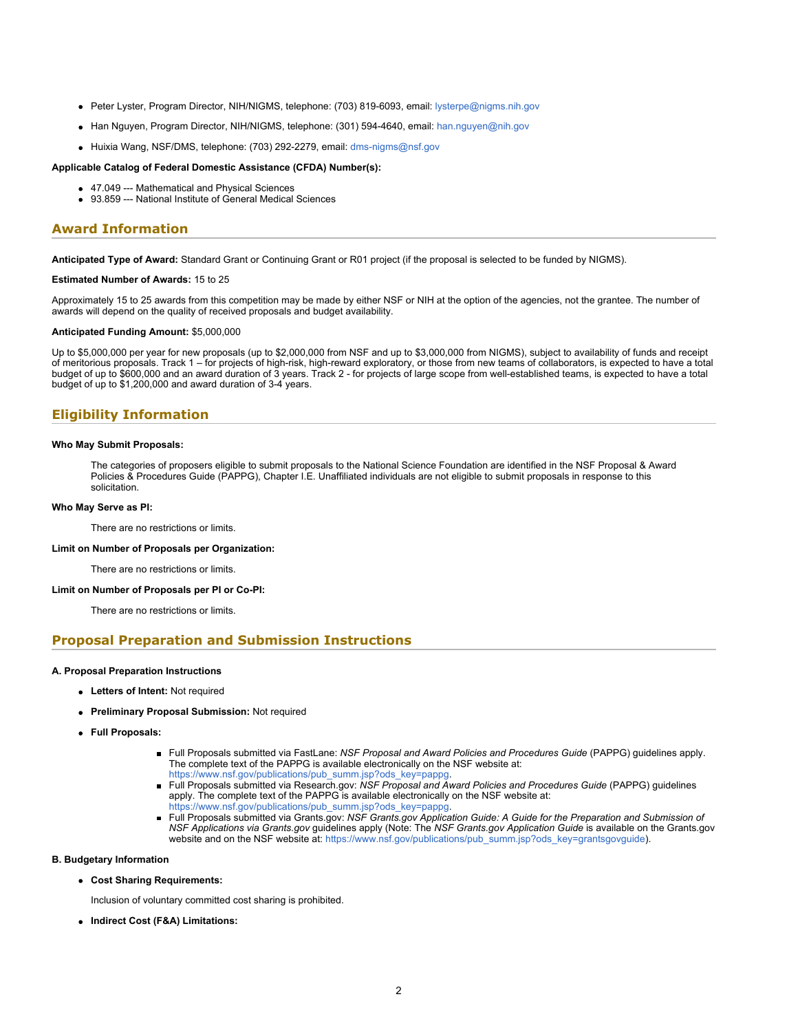- Peter Lyster, Program Director, NIH/NIGMS, telephone: (703) 819-6093, email: lysterpe@nigms.nih.gov
- Han Nguyen, Program Director, NIH/NIGMS, telephone: (301) 594-4640, email: han.nguyen@nih.gov
- Huixia Wang, NSF/DMS, telephone: (703) 292-2279, email: dms-nigms@nsf.gov

**Applicable Catalog of Federal Domestic Assistance (CFDA) Number(s):**

- 47.049 --- Mathematical and Physical Sciences
- 93.859 --- National Institute of General Medical Sciences

## Award Information

**Anticipated Type of Award:** Standard Grant or Continuing Grant or R01 project (if the proposal is selected to be funded by NIGMS).

**Estimated Number of Awards:** 15 to 25

Approximately 15 to 25 awards from this competition may be made by either NSF or NIH at the option of the agencies, not the grantee. The number of awards will depend on the quality of received proposals and budget availability.

**Anticipated Funding Amount:** $5,000,000

Up to $5,000,000 per year for new proposals (up to $2,000,000 from NSF and up to $3,000,000 from NIGMS), subject to availability of funds and receipt of meritorious proposals. Track 1 – for projects of high-risk, high-reward exploratory, or those from new teams of collaborators, is expected to have a total budget of up to $600,000 and an award duration of 3 years. Track 2 - for projects of large scope from well-established teams, is expected to have a total budget of up to $1,200,000 and award duration of 3-4 years.

## Eligibility Information

**Who May Submit Proposals:**

The categories of proposers eligible to submit proposals to the National Science Foundation are identified in the NSF Proposal & Award Policies & Procedures Guide (PAPPG), Chapter I.E. Unaffiliated individuals are not eligible to submit proposals in response to this solicitation.

**Who May Serve as PI:**

There are no restrictions or limits.

**Limit on Number of Proposals per Organization:**

There are no restrictions or limits.

**Limit on Number of Proposals per PI or Co-PI:**

There are no restrictions or limits.

## Proposal Preparation and Submission Instructions

**A. Proposal Preparation Instructions**

- **Letters of Intent:** Not required
- **Preliminary Proposal Submission:** Not required
- **Full Proposals:**
  - Full Proposals submitted via FastLane: *NSF Proposal and Award Policies and Procedures Guide* (PAPPG) guidelines apply. The complete text of the PAPPG is available electronically on the NSF website at: https://www.nsf.gov/publications/pub_summ.jsp?ods_key=pappg.
  - Full Proposals submitted via Research.gov: *NSF Proposal and Award Policies and Procedures Guide* (PAPPG) guidelines apply. The complete text of the PAPPG is available electronically on the NSF website at: https://www.nsf.gov/publications/pub_summ.jsp?ods_key=pappg.
  - Full Proposals submitted via Grants.gov: *NSF Grants.gov Application Guide: A Guide for the Preparation and Submission of NSF Applications via Grants.gov* guidelines apply (Note: The *NSF Grants.gov Application Guide* is available on the Grants.gov website and on the NSF website at: https://www.nsf.gov/publications/pub_summ.jsp?ods_key=grantsgovguide).

**B. Budgetary Information**

- **Cost Sharing Requirements:**

  Inclusion of voluntary committed cost sharing is prohibited.

- **Indirect Cost (F&A) Limitations:**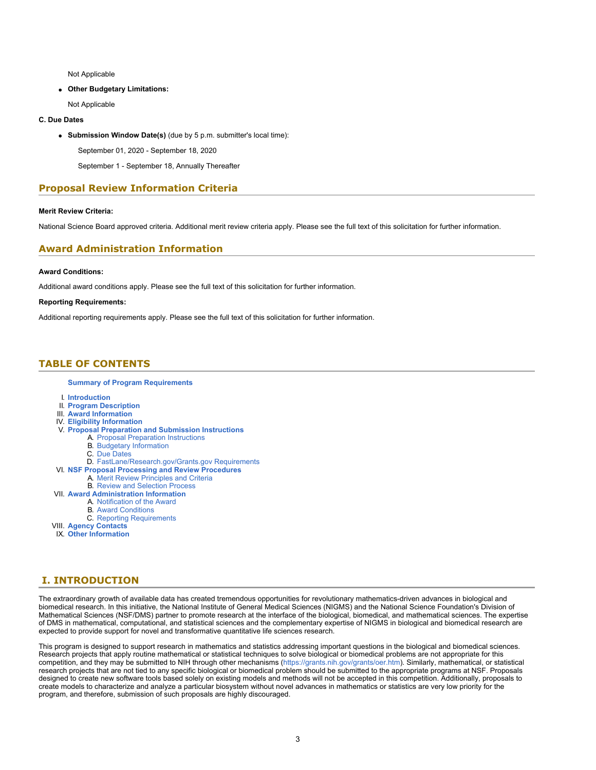Not Applicable

- **Other Budgetary Limitations:**

  Not Applicable

**C. Due Dates**

- **Submission Window Date(s)** (due by 5 p.m. submitter's local time):

  September 01, 2020 - September 18, 2020

  September 1 - September 18, Annually Thereafter

## Proposal Review Information Criteria

**Merit Review Criteria:**

National Science Board approved criteria. Additional merit review criteria apply. Please see the full text of this solicitation for further information.

## Award Administration Information

**Award Conditions:**

Additional award conditions apply. Please see the full text of this solicitation for further information.

**Reporting Requirements:**

Additional reporting requirements apply. Please see the full text of this solicitation for further information.

## TABLE OF CONTENTS

**Summary of Program Requirements**

I. **Introduction**
II. **Program Description**
III. **Award Information**
IV. **Eligibility Information**
V. **Proposal Preparation and Submission Instructions**
   A. Proposal Preparation Instructions
   B. Budgetary Information
   C. Due Dates
   D. FastLane/Research.gov/Grants.gov Requirements
VI. **NSF Proposal Processing and Review Procedures**
   A. Merit Review Principles and Criteria
   B. Review and Selection Process
VII. **Award Administration Information**
   A. Notification of the Award
   B. Award Conditions
   C. Reporting Requirements
VIII. **Agency Contacts**
IX. **Other Information**

## I. INTRODUCTION

The extraordinary growth of available data has created tremendous opportunities for revolutionary mathematics-driven advances in biological and biomedical research. In this initiative, the National Institute of General Medical Sciences (NIGMS) and the National Science Foundation's Division of Mathematical Sciences (NSF/DMS) partner to promote research at the interface of the biological, biomedical, and mathematical sciences. The expertise of DMS in mathematical, computational, and statistical sciences and the complementary expertise of NIGMS in biological and biomedical research are expected to provide support for novel and transformative quantitative life sciences research.

This program is designed to support research in mathematics and statistics addressing important questions in the biological and biomedical sciences. Research projects that apply routine mathematical or statistical techniques to solve biological or biomedical problems are not appropriate for this competition, and they may be submitted to NIH through other mechanisms (https://grants.nih.gov/grants/oer.htm). Similarly, mathematical, or statistical research projects that are not tied to any specific biological or biomedical problem should be submitted to the appropriate programs at NSF. Proposals designed to create new software tools based solely on existing models and methods will not be accepted in this competition. Additionally, proposals to create models to characterize and analyze a particular biosystem without novel advances in mathematics or statistics are very low priority for the program, and therefore, submission of such proposals are highly discouraged.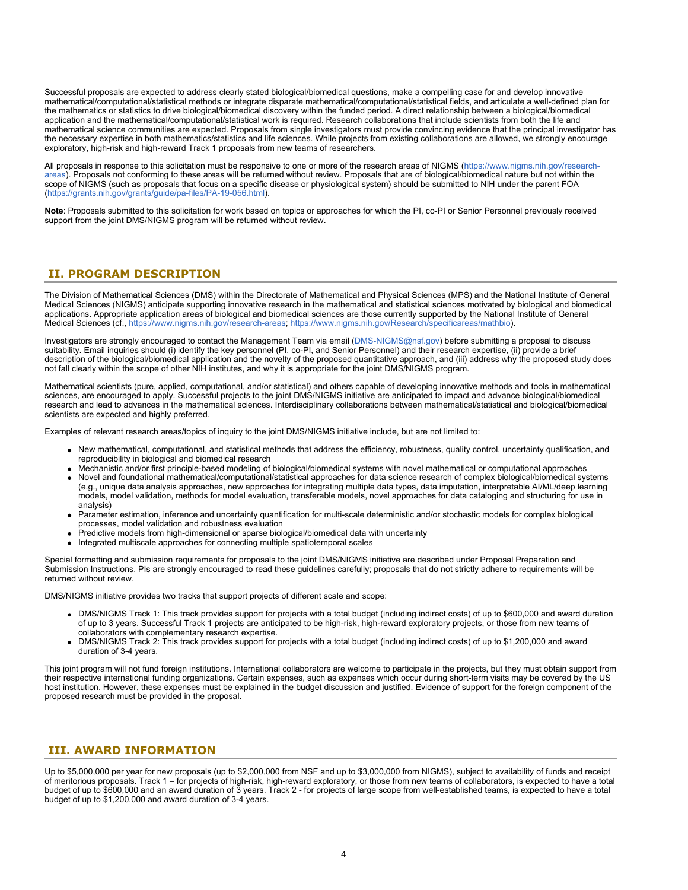Successful proposals are expected to address clearly stated biological/biomedical questions, make a compelling case for and develop innovative mathematical/computational/statistical methods or integrate disparate mathematical/computational/statistical fields, and articulate a well-defined plan for the mathematics or statistics to drive biological/biomedical discovery within the funded period. A direct relationship between a biological/biomedical application and the mathematical/computational/statistical work is required. Research collaborations that include scientists from both the life and mathematical science communities are expected. Proposals from single investigators must provide convincing evidence that the principal investigator has the necessary expertise in both mathematics/statistics and life sciences. While projects from existing collaborations are allowed, we strongly encourage exploratory, high-risk and high-reward Track 1 proposals from new teams of researchers.

All proposals in response to this solicitation must be responsive to one or more of the research areas of NIGMS (https://www.nigms.nih.gov/research-areas). Proposals not conforming to these areas will be returned without review. Proposals that are of biological/biomedical nature but not within the scope of NIGMS (such as proposals that focus on a specific disease or physiological system) should be submitted to NIH under the parent FOA (https://grants.nih.gov/grants/guide/pa-files/PA-19-056.html).

**Note**: Proposals submitted to this solicitation for work based on topics or approaches for which the PI, co-PI or Senior Personnel previously received support from the joint DMS/NIGMS program will be returned without review.

## II. PROGRAM DESCRIPTION

The Division of Mathematical Sciences (DMS) within the Directorate of Mathematical and Physical Sciences (MPS) and the National Institute of General Medical Sciences (NIGMS) anticipate supporting innovative research in the mathematical and statistical sciences motivated by biological and biomedical applications. Appropriate application areas of biological and biomedical sciences are those currently supported by the National Institute of General Medical Sciences (cf., https://www.nigms.nih.gov/research-areas; https://www.nigms.nih.gov/Research/specificareas/mathbio).

Investigators are strongly encouraged to contact the Management Team via email (DMS-NIGMS@nsf.gov) before submitting a proposal to discuss suitability. Email inquiries should (i) identify the key personnel (PI, co-PI, and Senior Personnel) and their research expertise, (ii) provide a brief description of the biological/biomedical application and the novelty of the proposed quantitative approach, and (iii) address why the proposed study does not fall clearly within the scope of other NIH institutes, and why it is appropriate for the joint DMS/NIGMS program.

Mathematical scientists (pure, applied, computational, and/or statistical) and others capable of developing innovative methods and tools in mathematical sciences, are encouraged to apply. Successful projects to the joint DMS/NIGMS initiative are anticipated to impact and advance biological/biomedical research and lead to advances in the mathematical sciences. Interdisciplinary collaborations between mathematical/statistical and biological/biomedical scientists are expected and highly preferred.

Examples of relevant research areas/topics of inquiry to the joint DMS/NIGMS initiative include, but are not limited to:

- New mathematical, computational, and statistical methods that address the efficiency, robustness, quality control, uncertainty qualification, and reproducibility in biological and biomedical research
- Mechanistic and/or first principle-based modeling of biological/biomedical systems with novel mathematical or computational approaches
- Novel and foundational mathematical/computational/statistical approaches for data science research of complex biological/biomedical systems (e.g., unique data analysis approaches, new approaches for integrating multiple data types, data imputation, interpretable AI/ML/deep learning models, model validation, methods for model evaluation, transferable models, novel approaches for data cataloging and structuring for use in analysis)
- Parameter estimation, inference and uncertainty quantification for multi-scale deterministic and/or stochastic models for complex biological processes, model validation and robustness evaluation
- Predictive models from high-dimensional or sparse biological/biomedical data with uncertainty
- Integrated multiscale approaches for connecting multiple spatiotemporal scales

Special formatting and submission requirements for proposals to the joint DMS/NIGMS initiative are described under Proposal Preparation and Submission Instructions. PIs are strongly encouraged to read these guidelines carefully; proposals that do not strictly adhere to requirements will be returned without review.

DMS/NIGMS initiative provides two tracks that support projects of different scale and scope:

- DMS/NIGMS Track 1: This track provides support for projects with a total budget (including indirect costs) of up to $600,000 and award duration of up to 3 years. Successful Track 1 projects are anticipated to be high-risk, high-reward exploratory projects, or those from new teams of collaborators with complementary research expertise.
- DMS/NIGMS Track 2: This track provides support for projects with a total budget (including indirect costs) of up to $1,200,000 and award duration of 3-4 years.

This joint program will not fund foreign institutions. International collaborators are welcome to participate in the projects, but they must obtain support from their respective international funding organizations. Certain expenses, such as expenses which occur during short-term visits may be covered by the US host institution. However, these expenses must be explained in the budget discussion and justified. Evidence of support for the foreign component of the proposed research must be provided in the proposal.

## III. AWARD INFORMATION

Up to $5,000,000 per year for new proposals (up to $2,000,000 from NSF and up to $3,000,000 from NIGMS), subject to availability of funds and receipt of meritorious proposals. Track 1 – for projects of high-risk, high-reward exploratory, or those from new teams of collaborators, is expected to have a total budget of up to $600,000 and an award duration of 3 years. Track 2 - for projects of large scope from well-established teams, is expected to have a total budget of up to $1,200,000 and award duration of 3-4 years.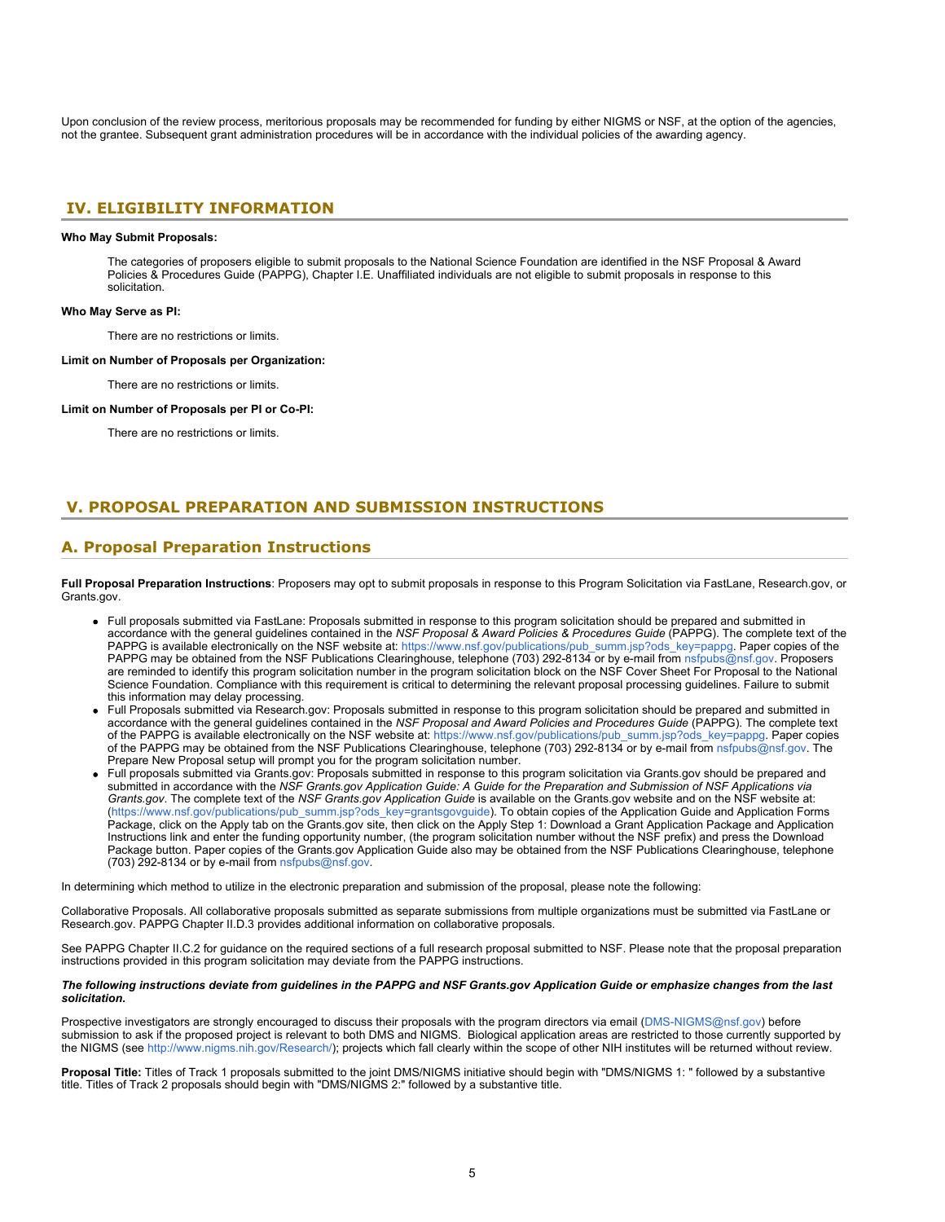Upon conclusion of the review process, meritorious proposals may be recommended for funding by either NIGMS or NSF, at the option of the agencies, not the grantee. Subsequent grant administration procedures will be in accordance with the individual policies of the awarding agency.

## IV. ELIGIBILITY INFORMATION

**Who May Submit Proposals:**

The categories of proposers eligible to submit proposals to the National Science Foundation are identified in the NSF Proposal & Award Policies & Procedures Guide (PAPPG), Chapter I.E. Unaffiliated individuals are not eligible to submit proposals in response to this solicitation.

**Who May Serve as PI:**

There are no restrictions or limits.

**Limit on Number of Proposals per Organization:**

There are no restrictions or limits.

**Limit on Number of Proposals per PI or Co-PI:**

There are no restrictions or limits.

## V. PROPOSAL PREPARATION AND SUBMISSION INSTRUCTIONS

### A. Proposal Preparation Instructions

**Full Proposal Preparation Instructions**: Proposers may opt to submit proposals in response to this Program Solicitation via FastLane, Research.gov, or Grants.gov.

- Full proposals submitted via FastLane: Proposals submitted in response to this program solicitation should be prepared and submitted in accordance with the general guidelines contained in the *NSF Proposal & Award Policies & Procedures Guide* (PAPPG). The complete text of the PAPPG is available electronically on the NSF website at: https://www.nsf.gov/publications/pub_summ.jsp?ods_key=pappg. Paper copies of the PAPPG may be obtained from the NSF Publications Clearinghouse, telephone (703) 292-8134 or by e-mail from nsfpubs@nsf.gov. Proposers are reminded to identify this program solicitation number in the program solicitation block on the NSF Cover Sheet For Proposal to the National Science Foundation. Compliance with this requirement is critical to determining the relevant proposal processing guidelines. Failure to submit this information may delay processing.
- Full Proposals submitted via Research.gov: Proposals submitted in response to this program solicitation should be prepared and submitted in accordance with the general guidelines contained in the *NSF Proposal and Award Policies and Procedures Guide* (PAPPG). The complete text of the PAPPG is available electronically on the NSF website at: https://www.nsf.gov/publications/pub_summ.jsp?ods_key=pappg. Paper copies of the PAPPG may be obtained from the NSF Publications Clearinghouse, telephone (703) 292-8134 or by e-mail from nsfpubs@nsf.gov. The Prepare New Proposal setup will prompt you for the program solicitation number.
- Full proposals submitted via Grants.gov: Proposals submitted in response to this program solicitation via Grants.gov should be prepared and submitted in accordance with the *NSF Grants.gov Application Guide: A Guide for the Preparation and Submission of NSF Applications via Grants.gov*. The complete text of the *NSF Grants.gov Application Guide* is available on the Grants.gov website and on the NSF website at: (https://www.nsf.gov/publications/pub_summ.jsp?ods_key=grantsgovguide). To obtain copies of the Application Guide and Application Forms Package, click on the Apply tab on the Grants.gov site, then click on the Apply Step 1: Download a Grant Application Package and Application Instructions link and enter the funding opportunity number, (the program solicitation number without the NSF prefix) and press the Download Package button. Paper copies of the Grants.gov Application Guide also may be obtained from the NSF Publications Clearinghouse, telephone (703) 292-8134 or by e-mail from nsfpubs@nsf.gov.

In determining which method to utilize in the electronic preparation and submission of the proposal, please note the following:

Collaborative Proposals. All collaborative proposals submitted as separate submissions from multiple organizations must be submitted via FastLane or Research.gov. PAPPG Chapter II.D.3 provides additional information on collaborative proposals.

See PAPPG Chapter II.C.2 for guidance on the required sections of a full research proposal submitted to NSF. Please note that the proposal preparation instructions provided in this program solicitation may deviate from the PAPPG instructions.

***The following instructions deviate from guidelines in the PAPPG and NSF Grants.gov Application Guide or emphasize changes from the last solicitation.***

Prospective investigators are strongly encouraged to discuss their proposals with the program directors via email (DMS-NIGMS@nsf.gov) before submission to ask if the proposed project is relevant to both DMS and NIGMS. Biological application areas are restricted to those currently supported by the NIGMS (see http://www.nigms.nih.gov/Research/); projects which fall clearly within the scope of other NIH institutes will be returned without review.

**Proposal Title:** Titles of Track 1 proposals submitted to the joint DMS/NIGMS initiative should begin with "DMS/NIGMS 1: " followed by a substantive title. Titles of Track 2 proposals should begin with "DMS/NIGMS 2:" followed by a substantive title.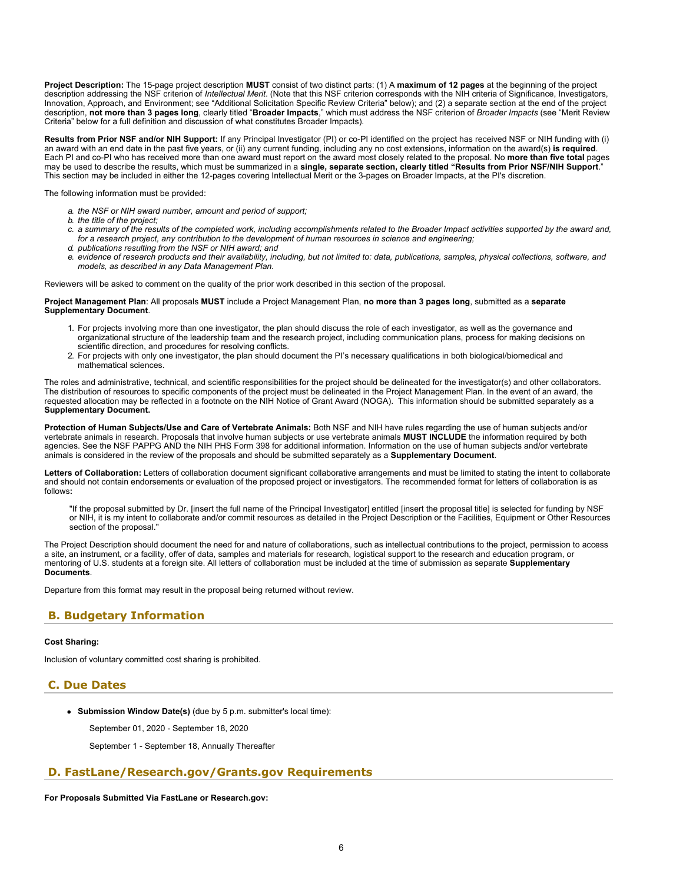**Project Description:** The 15-page project description **MUST** consist of two distinct parts: (1) A **maximum of 12 pages** at the beginning of the project description addressing the NSF criterion of *Intellectual Merit*. (Note that this NSF criterion corresponds with the NIH criteria of Significance, Investigators, Innovation, Approach, and Environment; see "Additional Solicitation Specific Review Criteria" below); and (2) a separate section at the end of the project description, **not more than 3 pages long**, clearly titled "**Broader Impacts**," which must address the NSF criterion of *Broader Impacts* (see "Merit Review Criteria" below for a full definition and discussion of what constitutes Broader Impacts).

**Results from Prior NSF and/or NIH Support:** If any Principal Investigator (PI) or co-PI identified on the project has received NSF or NIH funding with (i) an award with an end date in the past five years, or (ii) any current funding, including any no cost extensions, information on the award(s) **is required**. Each PI and co-PI who has received more than one award must report on the award most closely related to the proposal. No **more than five total** pages may be used to describe the results, which must be summarized in a **single, separate section, clearly titled "Results from Prior NSF/NIH Support**." This section may be included in either the 12-pages covering Intellectual Merit or the 3-pages on Broader Impacts, at the PI's discretion.

The following information must be provided:

a. *the NSF or NIH award number, amount and period of support;*
b. *the title of the project;*
c. *a summary of the results of the completed work, including accomplishments related to the Broader Impact activities supported by the award and, for a research project, any contribution to the development of human resources in science and engineering;*
d. *publications resulting from the NSF or NIH award; and*
e. *evidence of research products and their availability, including, but not limited to: data, publications, samples, physical collections, software, and models, as described in any Data Management Plan.*

Reviewers will be asked to comment on the quality of the prior work described in this section of the proposal.

**Project Management Plan**: All proposals **MUST** include a Project Management Plan, **no more than 3 pages long**, submitted as a **separate Supplementary Document**.

1. For projects involving more than one investigator, the plan should discuss the role of each investigator, as well as the governance and organizational structure of the leadership team and the research project, including communication plans, process for making decisions on scientific direction, and procedures for resolving conflicts.
2. For projects with only one investigator, the plan should document the PI's necessary qualifications in both biological/biomedical and mathematical sciences.

The roles and administrative, technical, and scientific responsibilities for the project should be delineated for the investigator(s) and other collaborators. The distribution of resources to specific components of the project must be delineated in the Project Management Plan. In the event of an award, the requested allocation may be reflected in a footnote on the NIH Notice of Grant Award (NOGA). This information should be submitted separately as a **Supplementary Document.**

**Protection of Human Subjects/Use and Care of Vertebrate Animals:** Both NSF and NIH have rules regarding the use of human subjects and/or vertebrate animals in research. Proposals that involve human subjects or use vertebrate animals **MUST INCLUDE** the information required by both agencies. See the NSF PAPPG AND the NIH PHS Form 398 for additional information. Information on the use of human subjects and/or vertebrate animals is considered in the review of the proposals and should be submitted separately as a **Supplementary Document**.

**Letters of Collaboration:** Letters of collaboration document significant collaborative arrangements and must be limited to stating the intent to collaborate and should not contain endorsements or evaluation of the proposed project or investigators. The recommended format for letters of collaboration is as follows**:**

> "If the proposal submitted by Dr. [insert the full name of the Principal Investigator] entitled [insert the proposal title] is selected for funding by NSF or NIH, it is my intent to collaborate and/or commit resources as detailed in the Project Description or the Facilities, Equipment or Other Resources section of the proposal."

The Project Description should document the need for and nature of collaborations, such as intellectual contributions to the project, permission to access a site, an instrument, or a facility, offer of data, samples and materials for research, logistical support to the research and education program, or mentoring of U.S. students at a foreign site. All letters of collaboration must be included at the time of submission as separate **Supplementary Documents**.

Departure from this format may result in the proposal being returned without review.

## B. Budgetary Information

**Cost Sharing:**

Inclusion of voluntary committed cost sharing is prohibited.

## C. Due Dates

- **Submission Window Date(s)** (due by 5 p.m. submitter's local time):

  September 01, 2020 - September 18, 2020

  September 1 - September 18, Annually Thereafter

## D. FastLane/Research.gov/Grants.gov Requirements

**For Proposals Submitted Via FastLane or Research.gov:**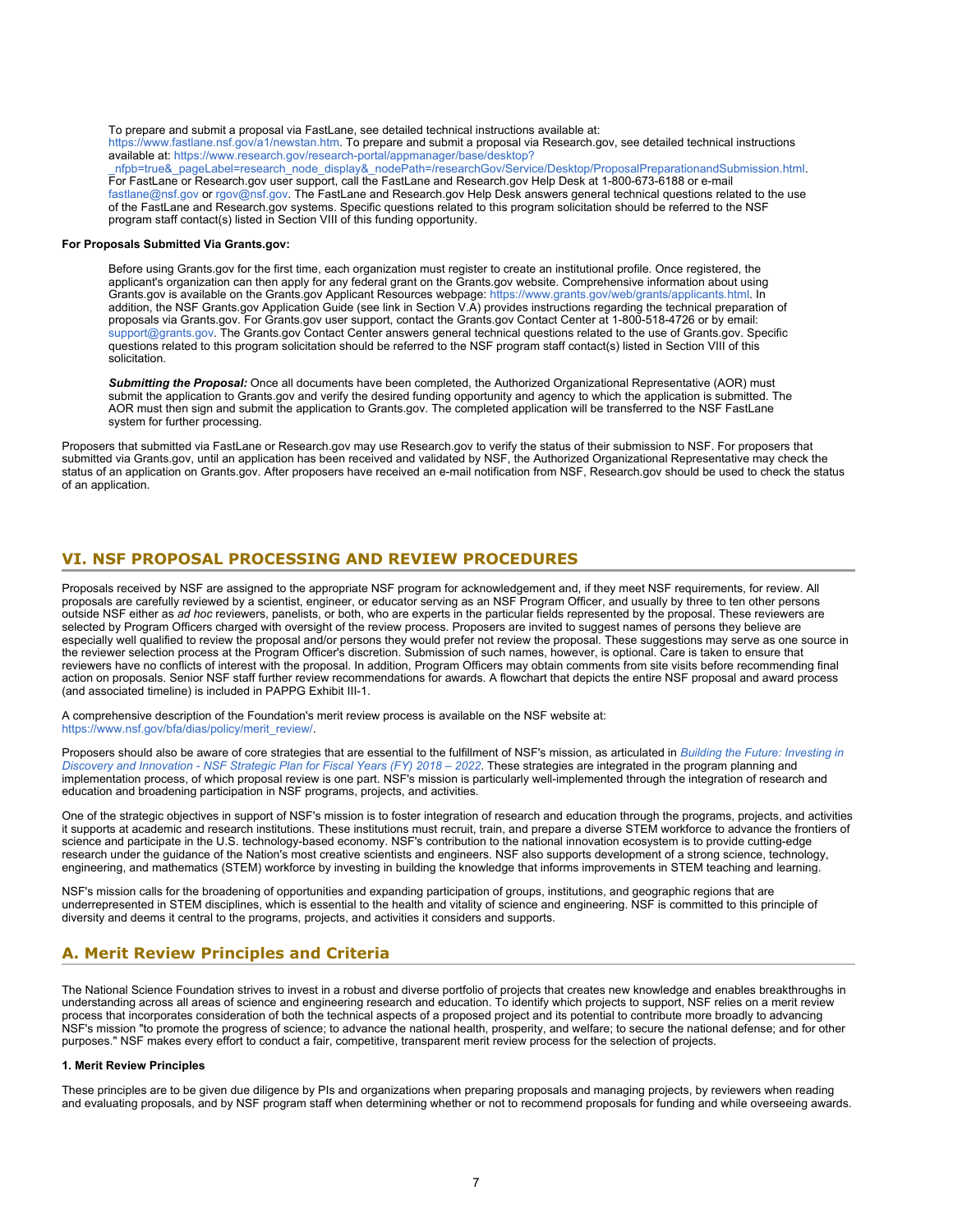To prepare and submit a proposal via FastLane, see detailed technical instructions available at: https://www.fastlane.nsf.gov/a1/newstan.htm. To prepare and submit a proposal via Research.gov, see detailed technical instructions available at: https://www.research.gov/research-portal/appmanager/base/desktop?_nfpb=true&_pageLabel=research_node_display&_nodePath=/researchGov/Service/Desktop/ProposalPreparationandSubmission.html. For FastLane or Research.gov user support, call the FastLane and Research.gov Help Desk at 1-800-673-6188 or e-mail fastlane@nsf.gov or rgov@nsf.gov. The FastLane and Research.gov Help Desk answers general technical questions related to the use of the FastLane and Research.gov systems. Specific questions related to this program solicitation should be referred to the NSF program staff contact(s) listed in Section VIII of this funding opportunity.

**For Proposals Submitted Via Grants.gov:**

Before using Grants.gov for the first time, each organization must register to create an institutional profile. Once registered, the applicant's organization can then apply for any federal grant on the Grants.gov website. Comprehensive information about using Grants.gov is available on the Grants.gov Applicant Resources webpage: https://www.grants.gov/web/grants/applicants.html. In addition, the NSF Grants.gov Application Guide (see link in Section V.A) provides instructions regarding the technical preparation of proposals via Grants.gov. For Grants.gov user support, contact the Grants.gov Contact Center at 1-800-518-4726 or by email: support@grants.gov. The Grants.gov Contact Center answers general technical questions related to the use of Grants.gov. Specific questions related to this program solicitation should be referred to the NSF program staff contact(s) listed in Section VIII of this solicitation.

***Submitting the Proposal:*** Once all documents have been completed, the Authorized Organizational Representative (AOR) must submit the application to Grants.gov and verify the desired funding opportunity and agency to which the application is submitted. The AOR must then sign and submit the application to Grants.gov. The completed application will be transferred to the NSF FastLane system for further processing.

Proposers that submitted via FastLane or Research.gov may use Research.gov to verify the status of their submission to NSF. For proposers that submitted via Grants.gov, until an application has been received and validated by NSF, the Authorized Organizational Representative may check the status of an application on Grants.gov. After proposers have received an e-mail notification from NSF, Research.gov should be used to check the status of an application.

## VI. NSF PROPOSAL PROCESSING AND REVIEW PROCEDURES

Proposals received by NSF are assigned to the appropriate NSF program for acknowledgement and, if they meet NSF requirements, for review. All proposals are carefully reviewed by a scientist, engineer, or educator serving as an NSF Program Officer, and usually by three to ten other persons outside NSF either as *ad hoc* reviewers, panelists, or both, who are experts in the particular fields represented by the proposal. These reviewers are selected by Program Officers charged with oversight of the review process. Proposers are invited to suggest names of persons they believe are especially well qualified to review the proposal and/or persons they would prefer not review the proposal. These suggestions may serve as one source in the reviewer selection process at the Program Officer's discretion. Submission of such names, however, is optional. Care is taken to ensure that reviewers have no conflicts of interest with the proposal. In addition, Program Officers may obtain comments from site visits before recommending final action on proposals. Senior NSF staff further review recommendations for awards. A flowchart that depicts the entire NSF proposal and award process (and associated timeline) is included in PAPPG Exhibit III-1.

A comprehensive description of the Foundation's merit review process is available on the NSF website at: https://www.nsf.gov/bfa/dias/policy/merit_review/.

Proposers should also be aware of core strategies that are essential to the fulfillment of NSF's mission, as articulated in *Building the Future: Investing in Discovery and Innovation - NSF Strategic Plan for Fiscal Years (FY) 2018 – 2022*. These strategies are integrated in the program planning and implementation process, of which proposal review is one part. NSF's mission is particularly well-implemented through the integration of research and education and broadening participation in NSF programs, projects, and activities.

One of the strategic objectives in support of NSF's mission is to foster integration of research and education through the programs, projects, and activities it supports at academic and research institutions. These institutions must recruit, train, and prepare a diverse STEM workforce to advance the frontiers of science and participate in the U.S. technology-based economy. NSF's contribution to the national innovation ecosystem is to provide cutting-edge research under the guidance of the Nation's most creative scientists and engineers. NSF also supports development of a strong science, technology, engineering, and mathematics (STEM) workforce by investing in building the knowledge that informs improvements in STEM teaching and learning.

NSF's mission calls for the broadening of opportunities and expanding participation of groups, institutions, and geographic regions that are underrepresented in STEM disciplines, which is essential to the health and vitality of science and engineering. NSF is committed to this principle of diversity and deems it central to the programs, projects, and activities it considers and supports.

### A. Merit Review Principles and Criteria

The National Science Foundation strives to invest in a robust and diverse portfolio of projects that creates new knowledge and enables breakthroughs in understanding across all areas of science and engineering research and education. To identify which projects to support, NSF relies on a merit review process that incorporates consideration of both the technical aspects of a proposed project and its potential to contribute more broadly to advancing NSF's mission "to promote the progress of science; to advance the national health, prosperity, and welfare; to secure the national defense; and for other purposes." NSF makes every effort to conduct a fair, competitive, transparent merit review process for the selection of projects.

#### 1. Merit Review Principles

These principles are to be given due diligence by PIs and organizations when preparing proposals and managing projects, by reviewers when reading and evaluating proposals, and by NSF program staff when determining whether or not to recommend proposals for funding and while overseeing awards.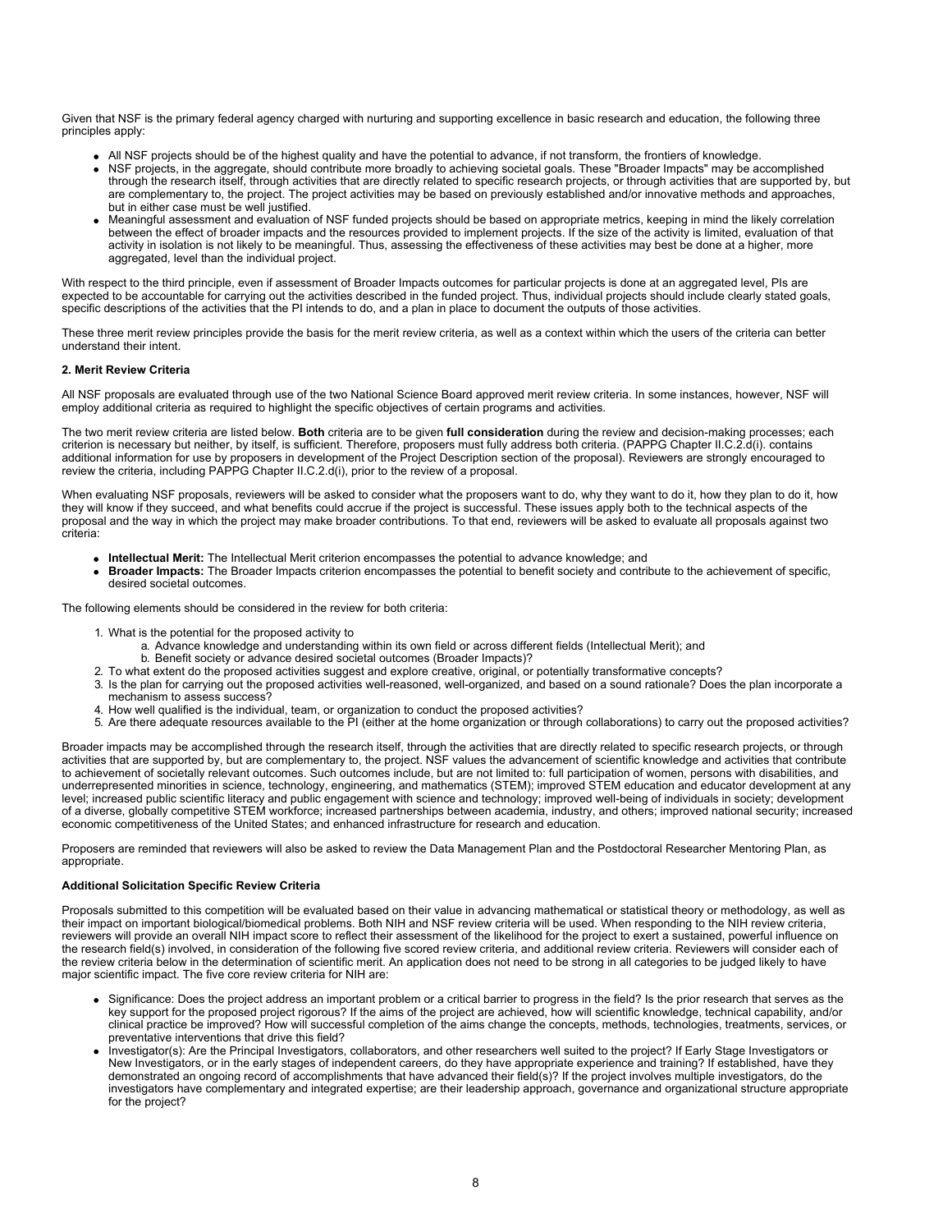Given that NSF is the primary federal agency charged with nurturing and supporting excellence in basic research and education, the following three principles apply:

- All NSF projects should be of the highest quality and have the potential to advance, if not transform, the frontiers of knowledge.
- NSF projects, in the aggregate, should contribute more broadly to achieving societal goals. These "Broader Impacts" may be accomplished through the research itself, through activities that are directly related to specific research projects, or through activities that are supported by, but are complementary to, the project. The project activities may be based on previously established and/or innovative methods and approaches, but in either case must be well justified.
- Meaningful assessment and evaluation of NSF funded projects should be based on appropriate metrics, keeping in mind the likely correlation between the effect of broader impacts and the resources provided to implement projects. If the size of the activity is limited, evaluation of that activity in isolation is not likely to be meaningful. Thus, assessing the effectiveness of these activities may best be done at a higher, more aggregated, level than the individual project.

With respect to the third principle, even if assessment of Broader Impacts outcomes for particular projects is done at an aggregated level, PIs are expected to be accountable for carrying out the activities described in the funded project. Thus, individual projects should include clearly stated goals, specific descriptions of the activities that the PI intends to do, and a plan in place to document the outputs of those activities.

These three merit review principles provide the basis for the merit review criteria, as well as a context within which the users of the criteria can better understand their intent.

**2. Merit Review Criteria**

All NSF proposals are evaluated through use of the two National Science Board approved merit review criteria. In some instances, however, NSF will employ additional criteria as required to highlight the specific objectives of certain programs and activities.

The two merit review criteria are listed below. **Both** criteria are to be given **full consideration** during the review and decision-making processes; each criterion is necessary but neither, by itself, is sufficient. Therefore, proposers must fully address both criteria. (PAPPG Chapter II.C.2.d(i). contains additional information for use by proposers in development of the Project Description section of the proposal). Reviewers are strongly encouraged to review the criteria, including PAPPG Chapter II.C.2.d(i), prior to the review of a proposal.

When evaluating NSF proposals, reviewers will be asked to consider what the proposers want to do, why they want to do it, how they plan to do it, how they will know if they succeed, and what benefits could accrue if the project is successful. These issues apply both to the technical aspects of the proposal and the way in which the project may make broader contributions. To that end, reviewers will be asked to evaluate all proposals against two criteria:

- **Intellectual Merit:** The Intellectual Merit criterion encompasses the potential to advance knowledge; and
- **Broader Impacts:** The Broader Impacts criterion encompasses the potential to benefit society and contribute to the achievement of specific, desired societal outcomes.

The following elements should be considered in the review for both criteria:

1. What is the potential for the proposed activity to
   a. Advance knowledge and understanding within its own field or across different fields (Intellectual Merit); and
   b. Benefit society or advance desired societal outcomes (Broader Impacts)?
2. To what extent do the proposed activities suggest and explore creative, original, or potentially transformative concepts?
3. Is the plan for carrying out the proposed activities well-reasoned, well-organized, and based on a sound rationale? Does the plan incorporate a mechanism to assess success?
4. How well qualified is the individual, team, or organization to conduct the proposed activities?
5. Are there adequate resources available to the PI (either at the home organization or through collaborations) to carry out the proposed activities?

Broader impacts may be accomplished through the research itself, through the activities that are directly related to specific research projects, or through activities that are supported by, but are complementary to, the project. NSF values the advancement of scientific knowledge and activities that contribute to achievement of societally relevant outcomes. Such outcomes include, but are not limited to: full participation of women, persons with disabilities, and underrepresented minorities in science, technology, engineering, and mathematics (STEM); improved STEM education and educator development at any level; increased public scientific literacy and public engagement with science and technology; improved well-being of individuals in society; development of a diverse, globally competitive STEM workforce; increased partnerships between academia, industry, and others; improved national security; increased economic competitiveness of the United States; and enhanced infrastructure for research and education.

Proposers are reminded that reviewers will also be asked to review the Data Management Plan and the Postdoctoral Researcher Mentoring Plan, as appropriate.

**Additional Solicitation Specific Review Criteria**

Proposals submitted to this competition will be evaluated based on their value in advancing mathematical or statistical theory or methodology, as well as their impact on important biological/biomedical problems. Both NIH and NSF review criteria will be used. When responding to the NIH review criteria, reviewers will provide an overall NIH impact score to reflect their assessment of the likelihood for the project to exert a sustained, powerful influence on the research field(s) involved, in consideration of the following five scored review criteria, and additional review criteria. Reviewers will consider each of the review criteria below in the determination of scientific merit. An application does not need to be strong in all categories to be judged likely to have major scientific impact. The five core review criteria for NIH are:

- Significance: Does the project address an important problem or a critical barrier to progress in the field? Is the prior research that serves as the key support for the proposed project rigorous? If the aims of the project are achieved, how will scientific knowledge, technical capability, and/or clinical practice be improved? How will successful completion of the aims change the concepts, methods, technologies, treatments, services, or preventative interventions that drive this field?
- Investigator(s): Are the Principal Investigators, collaborators, and other researchers well suited to the project? If Early Stage Investigators or New Investigators, or in the early stages of independent careers, do they have appropriate experience and training? If established, have they demonstrated an ongoing record of accomplishments that have advanced their field(s)? If the project involves multiple investigators, do the investigators have complementary and integrated expertise; are their leadership approach, governance and organizational structure appropriate for the project?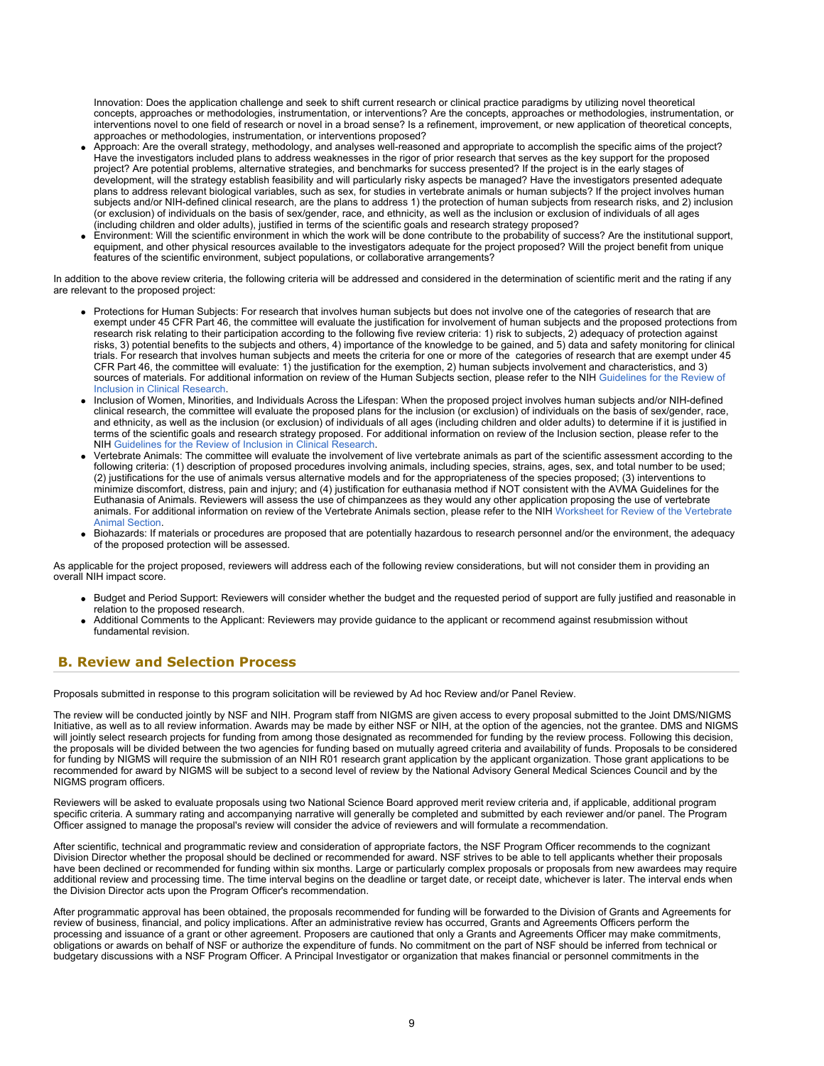Innovation: Does the application challenge and seek to shift current research or clinical practice paradigms by utilizing novel theoretical concepts, approaches or methodologies, instrumentation, or interventions? Are the concepts, approaches or methodologies, instrumentation, or interventions novel to one field of research or novel in a broad sense? Is a refinement, improvement, or new application of theoretical concepts, approaches or methodologies, instrumentation, or interventions proposed?

- Approach: Are the overall strategy, methodology, and analyses well-reasoned and appropriate to accomplish the specific aims of the project? Have the investigators included plans to address weaknesses in the rigor of prior research that serves as the key support for the proposed project? Are potential problems, alternative strategies, and benchmarks for success presented? If the project is in the early stages of development, will the strategy establish feasibility and will particularly risky aspects be managed? Have the investigators presented adequate plans to address relevant biological variables, such as sex, for studies in vertebrate animals or human subjects? If the project involves human subjects and/or NIH-defined clinical research, are the plans to address 1) the protection of human subjects from research risks, and 2) inclusion (or exclusion) of individuals on the basis of sex/gender, race, and ethnicity, as well as the inclusion or exclusion of individuals of all ages (including children and older adults), justified in terms of the scientific goals and research strategy proposed?
- Environment: Will the scientific environment in which the work will be done contribute to the probability of success? Are the institutional support, equipment, and other physical resources available to the investigators adequate for the project proposed? Will the project benefit from unique features of the scientific environment, subject populations, or collaborative arrangements?

In addition to the above review criteria, the following criteria will be addressed and considered in the determination of scientific merit and the rating if any are relevant to the proposed project:

- Protections for Human Subjects: For research that involves human subjects but does not involve one of the categories of research that are exempt under 45 CFR Part 46, the committee will evaluate the justification for involvement of human subjects and the proposed protections from research risk relating to their participation according to the following five review criteria: 1) risk to subjects, 2) adequacy of protection against risks, 3) potential benefits to the subjects and others, 4) importance of the knowledge to be gained, and 5) data and safety monitoring for clinical trials. For research that involves human subjects and meets the criteria for one or more of the categories of research that are exempt under 45 CFR Part 46, the committee will evaluate: 1) the justification for the exemption, 2) human subjects involvement and characteristics, and 3) sources of materials. For additional information on review of the Human Subjects section, please refer to the NIH Guidelines for the Review of Inclusion in Clinical Research.
- Inclusion of Women, Minorities, and Individuals Across the Lifespan: When the proposed project involves human subjects and/or NIH-defined clinical research, the committee will evaluate the proposed plans for the inclusion (or exclusion) of individuals on the basis of sex/gender, race, and ethnicity, as well as the inclusion (or exclusion) of individuals of all ages (including children and older adults) to determine if it is justified in terms of the scientific goals and research strategy proposed. For additional information on review of the Inclusion section, please refer to the NIH Guidelines for the Review of Inclusion in Clinical Research.
- Vertebrate Animals: The committee will evaluate the involvement of live vertebrate animals as part of the scientific assessment according to the following criteria: (1) description of proposed procedures involving animals, including species, strains, ages, sex, and total number to be used; (2) justifications for the use of animals versus alternative models and for the appropriateness of the species proposed; (3) interventions to minimize discomfort, distress, pain and injury; and (4) justification for euthanasia method if NOT consistent with the AVMA Guidelines for the Euthanasia of Animals. Reviewers will assess the use of chimpanzees as they would any other application proposing the use of vertebrate animals. For additional information on review of the Vertebrate Animals section, please refer to the NIH Worksheet for Review of the Vertebrate Animal Section.
- Biohazards: If materials or procedures are proposed that are potentially hazardous to research personnel and/or the environment, the adequacy of the proposed protection will be assessed.

As applicable for the project proposed, reviewers will address each of the following review considerations, but will not consider them in providing an overall NIH impact score.

- Budget and Period Support: Reviewers will consider whether the budget and the requested period of support are fully justified and reasonable in relation to the proposed research.
- Additional Comments to the Applicant: Reviewers may provide guidance to the applicant or recommend against resubmission without fundamental revision.

## B. Review and Selection Process

Proposals submitted in response to this program solicitation will be reviewed by Ad hoc Review and/or Panel Review.

The review will be conducted jointly by NSF and NIH. Program staff from NIGMS are given access to every proposal submitted to the Joint DMS/NIGMS Initiative, as well as to all review information. Awards may be made by either NSF or NIH, at the option of the agencies, not the grantee. DMS and NIGMS will jointly select research projects for funding from among those designated as recommended for funding by the review process. Following this decision, the proposals will be divided between the two agencies for funding based on mutually agreed criteria and availability of funds. Proposals to be considered for funding by NIGMS will require the submission of an NIH R01 research grant application by the applicant organization. Those grant applications to be recommended for award by NIGMS will be subject to a second level of review by the National Advisory General Medical Sciences Council and by the NIGMS program officers.

Reviewers will be asked to evaluate proposals using two National Science Board approved merit review criteria and, if applicable, additional program specific criteria. A summary rating and accompanying narrative will generally be completed and submitted by each reviewer and/or panel. The Program Officer assigned to manage the proposal's review will consider the advice of reviewers and will formulate a recommendation.

After scientific, technical and programmatic review and consideration of appropriate factors, the NSF Program Officer recommends to the cognizant Division Director whether the proposal should be declined or recommended for award. NSF strives to be able to tell applicants whether their proposals have been declined or recommended for funding within six months. Large or particularly complex proposals or proposals from new awardees may require additional review and processing time. The time interval begins on the deadline or target date, or receipt date, whichever is later. The interval ends when the Division Director acts upon the Program Officer's recommendation.

After programmatic approval has been obtained, the proposals recommended for funding will be forwarded to the Division of Grants and Agreements for review of business, financial, and policy implications. After an administrative review has occurred, Grants and Agreements Officers perform the processing and issuance of a grant or other agreement. Proposers are cautioned that only a Grants and Agreements Officer may make commitments, obligations or awards on behalf of NSF or authorize the expenditure of funds. No commitment on the part of NSF should be inferred from technical or budgetary discussions with a NSF Program Officer. A Principal Investigator or organization that makes financial or personnel commitments in the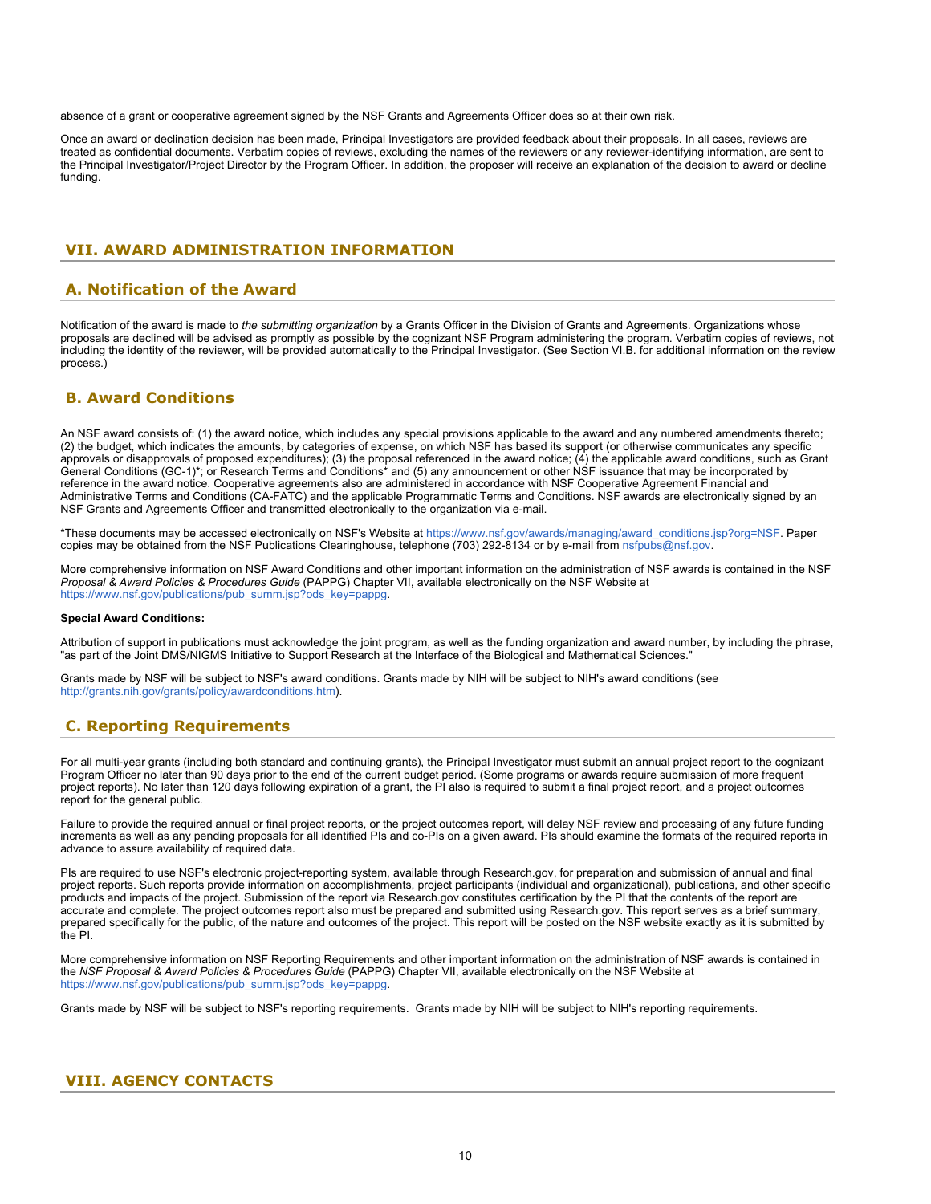absence of a grant or cooperative agreement signed by the NSF Grants and Agreements Officer does so at their own risk.

Once an award or declination decision has been made, Principal Investigators are provided feedback about their proposals. In all cases, reviews are treated as confidential documents. Verbatim copies of reviews, excluding the names of the reviewers or any reviewer-identifying information, are sent to the Principal Investigator/Project Director by the Program Officer. In addition, the proposer will receive an explanation of the decision to award or decline funding.

## VII. AWARD ADMINISTRATION INFORMATION

### A. Notification of the Award

Notification of the award is made to *the submitting organization* by a Grants Officer in the Division of Grants and Agreements. Organizations whose proposals are declined will be advised as promptly as possible by the cognizant NSF Program administering the program. Verbatim copies of reviews, not including the identity of the reviewer, will be provided automatically to the Principal Investigator. (See Section VI.B. for additional information on the review process.)

### B. Award Conditions

An NSF award consists of: (1) the award notice, which includes any special provisions applicable to the award and any numbered amendments thereto; (2) the budget, which indicates the amounts, by categories of expense, on which NSF has based its support (or otherwise communicates any specific approvals or disapprovals of proposed expenditures); (3) the proposal referenced in the award notice; (4) the applicable award conditions, such as Grant General Conditions (GC-1)*; or Research Terms and Conditions* and (5) any announcement or other NSF issuance that may be incorporated by reference in the award notice. Cooperative agreements also are administered in accordance with NSF Cooperative Agreement Financial and Administrative Terms and Conditions (CA-FATC) and the applicable Programmatic Terms and Conditions. NSF awards are electronically signed by an NSF Grants and Agreements Officer and transmitted electronically to the organization via e-mail.

*These documents may be accessed electronically on NSF's Website at https://www.nsf.gov/awards/managing/award_conditions.jsp?org=NSF. Paper copies may be obtained from the NSF Publications Clearinghouse, telephone (703) 292-8134 or by e-mail from nsfpubs@nsf.gov.

More comprehensive information on NSF Award Conditions and other important information on the administration of NSF awards is contained in the NSF *Proposal & Award Policies & Procedures Guide* (PAPPG) Chapter VII, available electronically on the NSF Website at https://www.nsf.gov/publications/pub_summ.jsp?ods_key=pappg.

**Special Award Conditions:**

Attribution of support in publications must acknowledge the joint program, as well as the funding organization and award number, by including the phrase, "as part of the Joint DMS/NIGMS Initiative to Support Research at the Interface of the Biological and Mathematical Sciences."

Grants made by NSF will be subject to NSF's award conditions. Grants made by NIH will be subject to NIH's award conditions (see http://grants.nih.gov/grants/policy/awardconditions.htm).

### C. Reporting Requirements

For all multi-year grants (including both standard and continuing grants), the Principal Investigator must submit an annual project report to the cognizant Program Officer no later than 90 days prior to the end of the current budget period. (Some programs or awards require submission of more frequent project reports). No later than 120 days following expiration of a grant, the PI also is required to submit a final project report, and a project outcomes report for the general public.

Failure to provide the required annual or final project reports, or the project outcomes report, will delay NSF review and processing of any future funding increments as well as any pending proposals for all identified PIs and co-PIs on a given award. PIs should examine the formats of the required reports in advance to assure availability of required data.

PIs are required to use NSF's electronic project-reporting system, available through Research.gov, for preparation and submission of annual and final project reports. Such reports provide information on accomplishments, project participants (individual and organizational), publications, and other specific products and impacts of the project. Submission of the report via Research.gov constitutes certification by the PI that the contents of the report are accurate and complete. The project outcomes report also must be prepared and submitted using Research.gov. This report serves as a brief summary, prepared specifically for the public, of the nature and outcomes of the project. This report will be posted on the NSF website exactly as it is submitted by the PI.

More comprehensive information on NSF Reporting Requirements and other important information on the administration of NSF awards is contained in the *NSF Proposal & Award Policies & Procedures Guide* (PAPPG) Chapter VII, available electronically on the NSF Website at https://www.nsf.gov/publications/pub_summ.jsp?ods_key=pappg.

Grants made by NSF will be subject to NSF's reporting requirements. Grants made by NIH will be subject to NIH's reporting requirements.

## VIII. AGENCY CONTACTS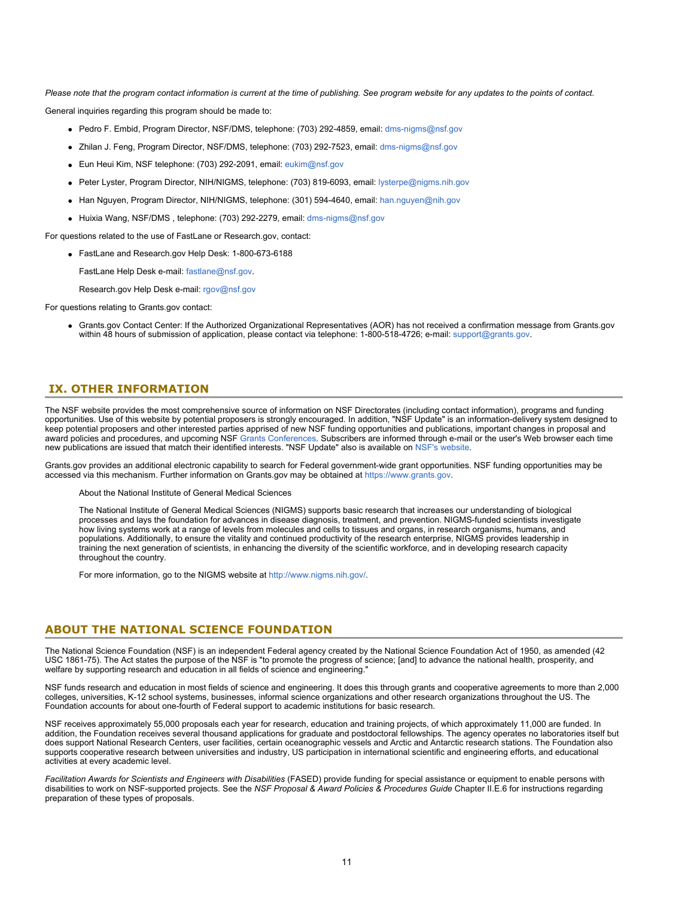*Please note that the program contact information is current at the time of publishing. See program website for any updates to the points of contact.*

General inquiries regarding this program should be made to:

- Pedro F. Embid, Program Director, NSF/DMS, telephone: (703) 292-4859, email: dms-nigms@nsf.gov
- Zhilan J. Feng, Program Director, NSF/DMS, telephone: (703) 292-7523, email: dms-nigms@nsf.gov
- Eun Heui Kim, NSF telephone: (703) 292-2091, email: eukim@nsf.gov
- Peter Lyster, Program Director, NIH/NIGMS, telephone: (703) 819-6093, email: lysterpe@nigms.nih.gov
- Han Nguyen, Program Director, NIH/NIGMS, telephone: (301) 594-4640, email: han.nguyen@nih.gov
- Huixia Wang, NSF/DMS , telephone: (703) 292-2279, email: dms-nigms@nsf.gov

For questions related to the use of FastLane or Research.gov, contact:

- FastLane and Research.gov Help Desk: 1-800-673-6188

  FastLane Help Desk e-mail: fastlane@nsf.gov.

  Research.gov Help Desk e-mail: rgov@nsf.gov

For questions relating to Grants.gov contact:

- Grants.gov Contact Center: If the Authorized Organizational Representatives (AOR) has not received a confirmation message from Grants.gov within 48 hours of submission of application, please contact via telephone: 1-800-518-4726; e-mail: support@grants.gov.

## IX. OTHER INFORMATION

The NSF website provides the most comprehensive source of information on NSF Directorates (including contact information), programs and funding opportunities. Use of this website by potential proposers is strongly encouraged. In addition, "NSF Update" is an information-delivery system designed to keep potential proposers and other interested parties apprised of new NSF funding opportunities and publications, important changes in proposal and award policies and procedures, and upcoming NSF Grants Conferences. Subscribers are informed through e-mail or the user's Web browser each time new publications are issued that match their identified interests. "NSF Update" also is available on NSF's website.

Grants.gov provides an additional electronic capability to search for Federal government-wide grant opportunities. NSF funding opportunities may be accessed via this mechanism. Further information on Grants.gov may be obtained at https://www.grants.gov.

> About the National Institute of General Medical Sciences
>
> The National Institute of General Medical Sciences (NIGMS) supports basic research that increases our understanding of biological processes and lays the foundation for advances in disease diagnosis, treatment, and prevention. NIGMS-funded scientists investigate how living systems work at a range of levels from molecules and cells to tissues and organs, in research organisms, humans, and populations. Additionally, to ensure the vitality and continued productivity of the research enterprise, NIGMS provides leadership in training the next generation of scientists, in enhancing the diversity of the scientific workforce, and in developing research capacity throughout the country.
>
> For more information, go to the NIGMS website at http://www.nigms.nih.gov/.

## ABOUT THE NATIONAL SCIENCE FOUNDATION

The National Science Foundation (NSF) is an independent Federal agency created by the National Science Foundation Act of 1950, as amended (42 USC 1861-75). The Act states the purpose of the NSF is "to promote the progress of science; [and] to advance the national health, prosperity, and welfare by supporting research and education in all fields of science and engineering."

NSF funds research and education in most fields of science and engineering. It does this through grants and cooperative agreements to more than 2,000 colleges, universities, K-12 school systems, businesses, informal science organizations and other research organizations throughout the US. The Foundation accounts for about one-fourth of Federal support to academic institutions for basic research.

NSF receives approximately 55,000 proposals each year for research, education and training projects, of which approximately 11,000 are funded. In addition, the Foundation receives several thousand applications for graduate and postdoctoral fellowships. The agency operates no laboratories itself but does support National Research Centers, user facilities, certain oceanographic vessels and Arctic and Antarctic research stations. The Foundation also supports cooperative research between universities and industry, US participation in international scientific and engineering efforts, and educational activities at every academic level.

*Facilitation Awards for Scientists and Engineers with Disabilities* (FASED) provide funding for special assistance or equipment to enable persons with disabilities to work on NSF-supported projects. See the *NSF Proposal & Award Policies & Procedures Guide* Chapter II.E.6 for instructions regarding preparation of these types of proposals.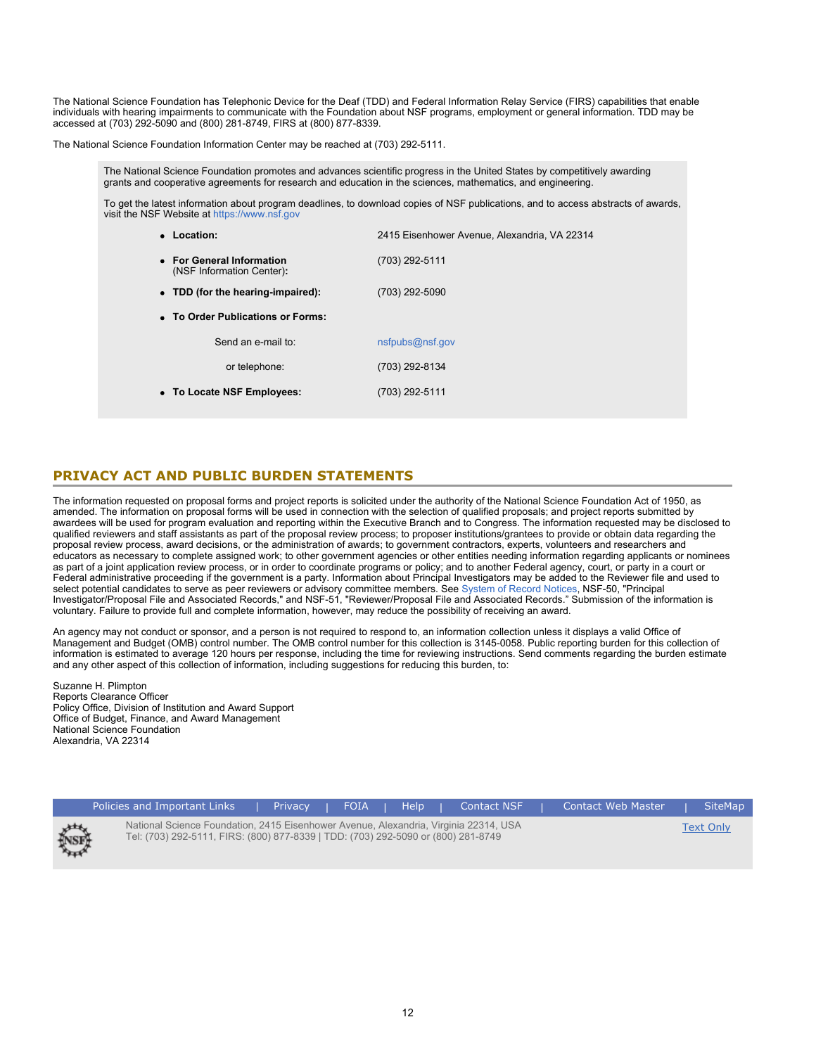The National Science Foundation has Telephonic Device for the Deaf (TDD) and Federal Information Relay Service (FIRS) capabilities that enable individuals with hearing impairments to communicate with the Foundation about NSF programs, employment or general information. TDD may be accessed at (703) 292-5090 and (800) 281-8749, FIRS at (800) 877-8339.

The National Science Foundation Information Center may be reached at (703) 292-5111.

The National Science Foundation promotes and advances scientific progress in the United States by competitively awarding grants and cooperative agreements for research and education in the sciences, mathematics, and engineering.

To get the latest information about program deadlines, to download copies of NSF publications, and to access abstracts of awards, visit the NSF Website at https://www.nsf.gov

- **Location:** 2415 Eisenhower Avenue, Alexandria, VA 22314
- **For General Information** (NSF Information Center)**:** (703) 292-5111
- **TDD (for the hearing-impaired):** (703) 292-5090
- **To Order Publications or Forms:**
  - Send an e-mail to: nsfpubs@nsf.gov
  - or telephone: (703) 292-8134
- **To Locate NSF Employees:** (703) 292-5111

## PRIVACY ACT AND PUBLIC BURDEN STATEMENTS

The information requested on proposal forms and project reports is solicited under the authority of the National Science Foundation Act of 1950, as amended. The information on proposal forms will be used in connection with the selection of qualified proposals; and project reports submitted by awardees will be used for program evaluation and reporting within the Executive Branch and to Congress. The information requested may be disclosed to qualified reviewers and staff assistants as part of the proposal review process; to proposer institutions/grantees to provide or obtain data regarding the proposal review process, award decisions, or the administration of awards; to government contractors, experts, volunteers and researchers and educators as necessary to complete assigned work; to other government agencies or other entities needing information regarding applicants or nominees as part of a joint application review process, or in order to coordinate programs or policy; and to another Federal agency, court, or party in a court or Federal administrative proceeding if the government is a party. Information about Principal Investigators may be added to the Reviewer file and used to select potential candidates to serve as peer reviewers or advisory committee members. See System of Record Notices, NSF-50, "Principal Investigator/Proposal File and Associated Records," and NSF-51, "Reviewer/Proposal File and Associated Records." Submission of the information is voluntary. Failure to provide full and complete information, however, may reduce the possibility of receiving an award.

An agency may not conduct or sponsor, and a person is not required to respond to, an information collection unless it displays a valid Office of Management and Budget (OMB) control number. The OMB control number for this collection is 3145-0058. Public reporting burden for this collection of information is estimated to average 120 hours per response, including the time for reviewing instructions. Send comments regarding the burden estimate and any other aspect of this collection of information, including suggestions for reducing this burden, to:

Suzanne H. Plimpton  
Reports Clearance Officer  
Policy Office, Division of Institution and Award Support  
Office of Budget, Finance, and Award Management  
National Science Foundation  
Alexandria, VA 22314

Policies and Important Links | Privacy | FOIA | Help | Contact NSF | Contact Web Master | SiteMap

National Science Foundation, 2415 Eisenhower Avenue, Alexandria, Virginia 22314, USA  
Tel: (703) 292-5111, FIRS: (800) 877-8339 | TDD: (703) 292-5090 or (800) 281-8749

Text Only